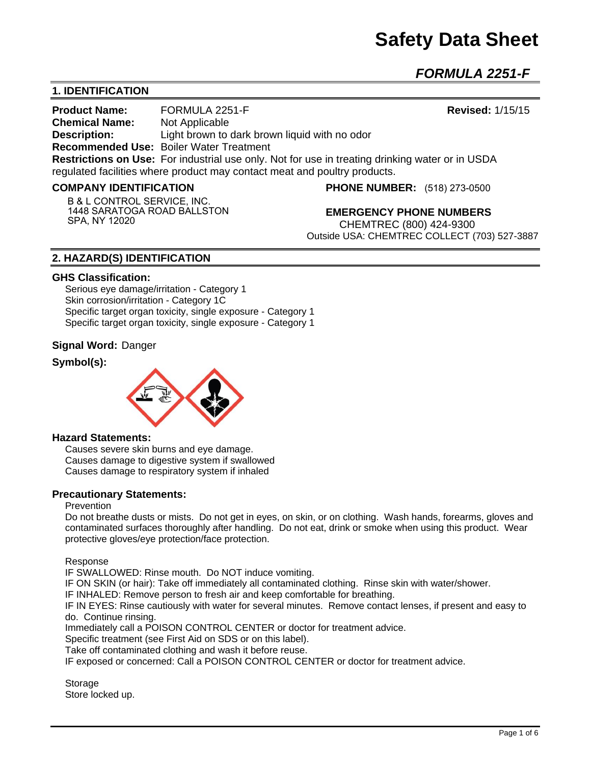# Safety Data Sheet

## *FORMULA 2251-F*

## 1. IDENTIFICATION

**Product Name:** FORMULA 2251-F **Revised:** 1/15/15

**Chemical Name:** Not Applicable

**Description:** Light brown to dark brown liquid with no odor

**Recommended Use:** Boiler Water Treatment

**Restrictions on Use:** For industrial use only. Not for use in treating drinking water or in USDA regulated facilities where product may contact meat and poultry products.

**COMPANY IDENTIFICATION**

B & L CONTROL SERVICE, INC.
1448 SARATOGA ROAD BALLSTON
SPA, NY 12020

**PHONE NUMBER:** (518) 273-0500

**EMERGENCY PHONE NUMBERS**

CHEMTREC (800) 424-9300
Outside USA: CHEMTREC COLLECT (703) 527-3887

## 2. HAZARD(S) IDENTIFICATION

**GHS Classification:**

Serious eye damage/irritation - Category 1
Skin corrosion/irritation - Category 1C
Specific target organ toxicity, single exposure - Category 1
Specific target organ toxicity, single exposure - Category 1

**Signal Word:** Danger

**Symbol(s):**

**Hazard Statements:**

Causes severe skin burns and eye damage.
Causes damage to digestive system if swallowed
Causes damage to respiratory system if inhaled

**Precautionary Statements:**

Prevention

Do not breathe dusts or mists. Do not get in eyes, on skin, or on clothing. Wash hands, forearms, gloves and contaminated surfaces thoroughly after handling. Do not eat, drink or smoke when using this product. Wear protective gloves/eye protection/face protection.

Response

IF SWALLOWED: Rinse mouth. Do NOT induce vomiting.
IF ON SKIN (or hair): Take off immediately all contaminated clothing. Rinse skin with water/shower.
IF INHALED: Remove person to fresh air and keep comfortable for breathing.
IF IN EYES: Rinse cautiously with water for several minutes. Remove contact lenses, if present and easy to do. Continue rinsing.
Immediately call a POISON CONTROL CENTER or doctor for treatment advice.
Specific treatment (see First Aid on SDS or on this label).
Take off contaminated clothing and wash it before reuse.
IF exposed or concerned: Call a POISON CONTROL CENTER or doctor for treatment advice.

Storage

Store locked up.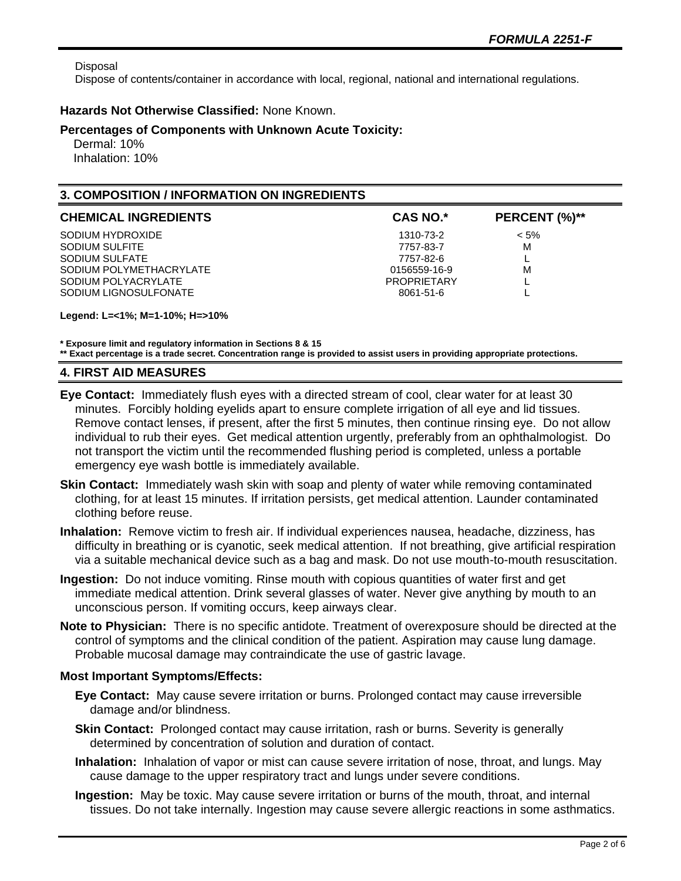Disposal
Dispose of contents/container in accordance with local, regional, national and international regulations.

**Hazards Not Otherwise Classified:** None Known.

**Percentages of Components with Unknown Acute Toxicity:**
Dermal: 10%
Inhalation: 10%

## 3. COMPOSITION / INFORMATION ON INGREDIENTS

| CHEMICAL INGREDIENTS | CAS NO.* | PERCENT (%)** |
|---|---|---|
| SODIUM HYDROXIDE | 1310-73-2 | < 5% |
| SODIUM SULFITE | 7757-83-7 | M |
| SODIUM SULFATE | 7757-82-6 | L |
| SODIUM POLYMETHACRYLATE | 0156559-16-9 | M |
| SODIUM POLYACRYLATE | PROPRIETARY | L |
| SODIUM LIGNOSULFONATE | 8061-51-6 | L |

**Legend: L=<1%; M=1-10%; H=>10%**

**\* Exposure limit and regulatory information in Sections 8 & 15**
**\*\* Exact percentage is a trade secret. Concentration range is provided to assist users in providing appropriate protections.**

## 4. FIRST AID MEASURES

**Eye Contact:** Immediately flush eyes with a directed stream of cool, clear water for at least 30 minutes. Forcibly holding eyelids apart to ensure complete irrigation of all eye and lid tissues. Remove contact lenses, if present, after the first 5 minutes, then continue rinsing eye. Do not allow individual to rub their eyes. Get medical attention urgently, preferably from an ophthalmologist. Do not transport the victim until the recommended flushing period is completed, unless a portable emergency eye wash bottle is immediately available.

**Skin Contact:** Immediately wash skin with soap and plenty of water while removing contaminated clothing, for at least 15 minutes. If irritation persists, get medical attention. Launder contaminated clothing before reuse.

**Inhalation:** Remove victim to fresh air. If individual experiences nausea, headache, dizziness, has difficulty in breathing or is cyanotic, seek medical attention. If not breathing, give artificial respiration via a suitable mechanical device such as a bag and mask. Do not use mouth-to-mouth resuscitation.

**Ingestion:** Do not induce vomiting. Rinse mouth with copious quantities of water first and get immediate medical attention. Drink several glasses of water. Never give anything by mouth to an unconscious person. If vomiting occurs, keep airways clear.

**Note to Physician:** There is no specific antidote. Treatment of overexposure should be directed at the control of symptoms and the clinical condition of the patient. Aspiration may cause lung damage. Probable mucosal damage may contraindicate the use of gastric lavage.

### Most Important Symptoms/Effects:

**Eye Contact:** May cause severe irritation or burns. Prolonged contact may cause irreversible damage and/or blindness.

**Skin Contact:** Prolonged contact may cause irritation, rash or burns. Severity is generally determined by concentration of solution and duration of contact.

**Inhalation:** Inhalation of vapor or mist can cause severe irritation of nose, throat, and lungs. May cause damage to the upper respiratory tract and lungs under severe conditions.

**Ingestion:** May be toxic. May cause severe irritation or burns of the mouth, throat, and internal tissues. Do not take internally. Ingestion may cause severe allergic reactions in some asthmatics.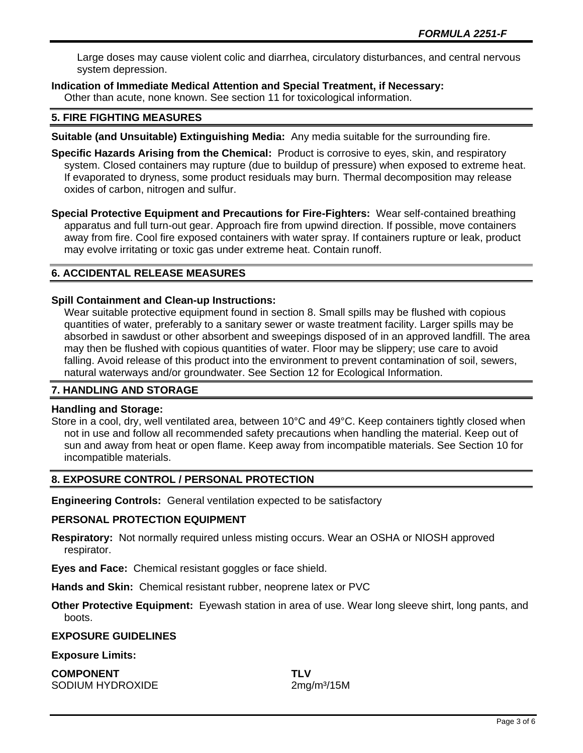Large doses may cause violent colic and diarrhea, circulatory disturbances, and central nervous system depression.

**Indication of Immediate Medical Attention and Special Treatment, if Necessary:**
Other than acute, none known. See section 11 for toxicological information.

## 5. FIRE FIGHTING MEASURES

**Suitable (and Unsuitable) Extinguishing Media:** Any media suitable for the surrounding fire.

**Specific Hazards Arising from the Chemical:** Product is corrosive to eyes, skin, and respiratory system. Closed containers may rupture (due to buildup of pressure) when exposed to extreme heat. If evaporated to dryness, some product residuals may burn. Thermal decomposition may release oxides of carbon, nitrogen and sulfur.

**Special Protective Equipment and Precautions for Fire-Fighters:** Wear self-contained breathing apparatus and full turn-out gear. Approach fire from upwind direction. If possible, move containers away from fire. Cool fire exposed containers with water spray. If containers rupture or leak, product may evolve irritating or toxic gas under extreme heat. Contain runoff.

## 6. ACCIDENTAL RELEASE MEASURES

**Spill Containment and Clean-up Instructions:**
Wear suitable protective equipment found in section 8. Small spills may be flushed with copious quantities of water, preferably to a sanitary sewer or waste treatment facility. Larger spills may be absorbed in sawdust or other absorbent and sweepings disposed of in an approved landfill. The area may then be flushed with copious quantities of water. Floor may be slippery; use care to avoid falling. Avoid release of this product into the environment to prevent contamination of soil, sewers, natural waterways and/or groundwater. See Section 12 for Ecological Information.

## 7. HANDLING AND STORAGE

**Handling and Storage:**
Store in a cool, dry, well ventilated area, between 10°C and 49°C. Keep containers tightly closed when not in use and follow all recommended safety precautions when handling the material. Keep out of sun and away from heat or open flame. Keep away from incompatible materials. See Section 10 for incompatible materials.

## 8. EXPOSURE CONTROL / PERSONAL PROTECTION

**Engineering Controls:** General ventilation expected to be satisfactory

### PERSONAL PROTECTION EQUIPMENT

**Respiratory:** Not normally required unless misting occurs. Wear an OSHA or NIOSH approved respirator.

**Eyes and Face:** Chemical resistant goggles or face shield.

**Hands and Skin:** Chemical resistant rubber, neoprene latex or PVC

**Other Protective Equipment:** Eyewash station in area of use. Wear long sleeve shirt, long pants, and boots.

### EXPOSURE GUIDELINES

**Exposure Limits:**

| COMPONENT | TLV |
|---|---|
| SODIUM HYDROXIDE | 2mg/m³/15M |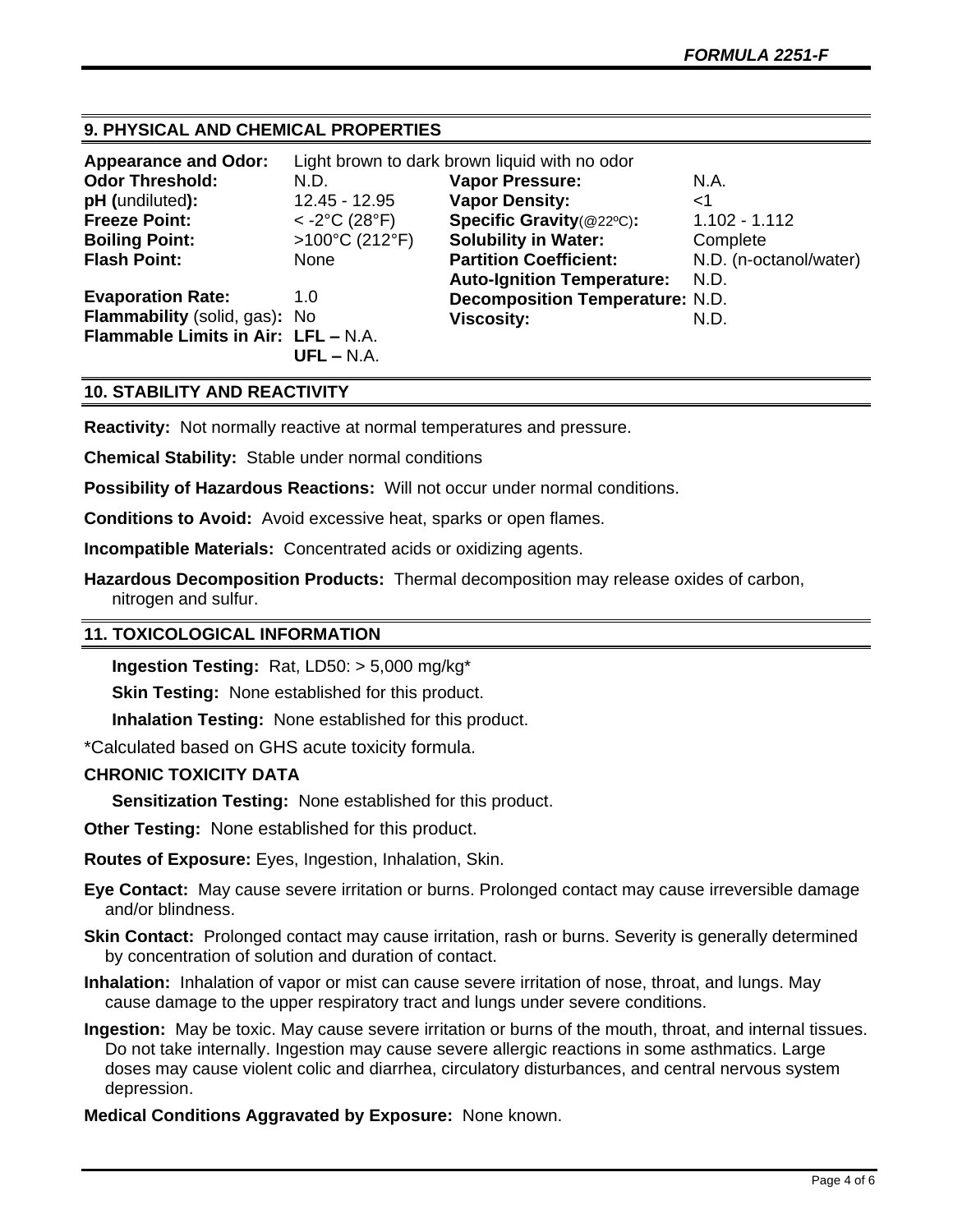## 9. PHYSICAL AND CHEMICAL PROPERTIES

**Appearance and Odor:** Light brown to dark brown liquid with no odor

| | | | |
|---|---|---|---|
| **Odor Threshold:** | N.D. | **Vapor Pressure:** | N.A. |
| **pH (**undiluted**):** | 12.45 - 12.95 | **Vapor Density:** | <1 |
| **Freeze Point:** | < -2°C (28°F) | **Specific Gravity**(@22ºC)**:** | 1.102 - 1.112 |
| **Boiling Point:** | >100°C (212°F) | **Solubility in Water:** | Complete |
| **Flash Point:** | None | **Partition Coefficient:** | N.D. (n-octanol/water) |
| | | **Auto-Ignition Temperature:** | N.D. |
| **Evaporation Rate:** | 1.0 | **Decomposition Temperature:** | N.D. |
| **Flammability** (solid, gas)**:** | No | **Viscosity:** | N.D. |
| **Flammable Limits in Air:** | **LFL –** N.A. | | |
| | **UFL –** N.A. | | |

## 10. STABILITY AND REACTIVITY

**Reactivity:** Not normally reactive at normal temperatures and pressure.

**Chemical Stability:** Stable under normal conditions

**Possibility of Hazardous Reactions:** Will not occur under normal conditions.

**Conditions to Avoid:** Avoid excessive heat, sparks or open flames.

**Incompatible Materials:** Concentrated acids or oxidizing agents.

**Hazardous Decomposition Products:** Thermal decomposition may release oxides of carbon, nitrogen and sulfur.

## 11. TOXICOLOGICAL INFORMATION

**Ingestion Testing:** Rat, LD50: > 5,000 mg/kg*

**Skin Testing:** None established for this product.

**Inhalation Testing:** None established for this product.

*Calculated based on GHS acute toxicity formula.

**CHRONIC TOXICITY DATA**

**Sensitization Testing:** None established for this product.

**Other Testing:** None established for this product.

**Routes of Exposure:** Eyes, Ingestion, Inhalation, Skin.

**Eye Contact:** May cause severe irritation or burns. Prolonged contact may cause irreversible damage and/or blindness.

**Skin Contact:** Prolonged contact may cause irritation, rash or burns. Severity is generally determined by concentration of solution and duration of contact.

**Inhalation:** Inhalation of vapor or mist can cause severe irritation of nose, throat, and lungs. May cause damage to the upper respiratory tract and lungs under severe conditions.

**Ingestion:** May be toxic. May cause severe irritation or burns of the mouth, throat, and internal tissues. Do not take internally. Ingestion may cause severe allergic reactions in some asthmatics. Large doses may cause violent colic and diarrhea, circulatory disturbances, and central nervous system depression.

**Medical Conditions Aggravated by Exposure:** None known.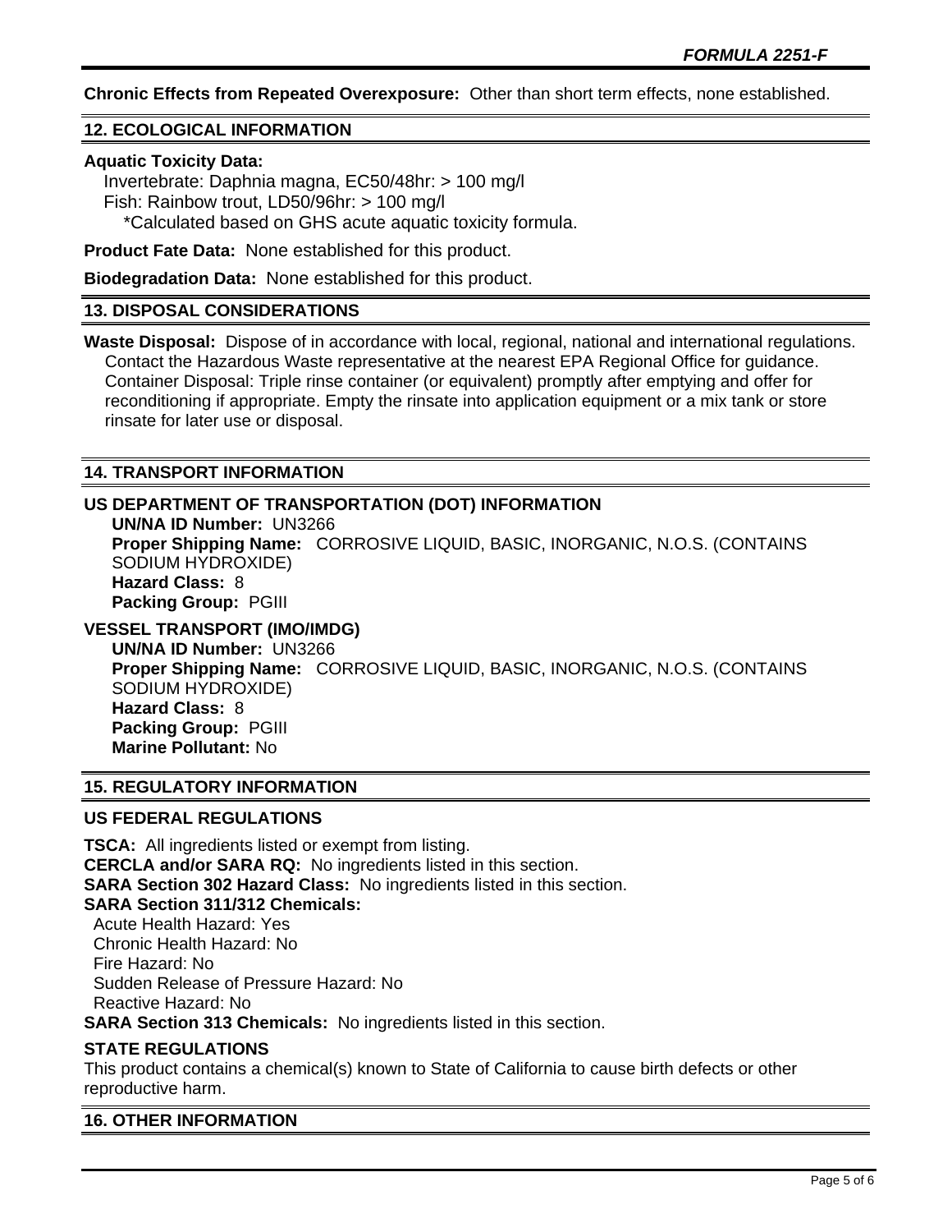**Chronic Effects from Repeated Overexposure:** Other than short term effects, none established.

## 12. ECOLOGICAL INFORMATION

**Aquatic Toxicity Data:**

Invertebrate: Daphnia magna, EC50/48hr: > 100 mg/l
Fish: Rainbow trout, LD50/96hr: > 100 mg/l
*Calculated based on GHS acute aquatic toxicity formula.

**Product Fate Data:** None established for this product.

**Biodegradation Data:** None established for this product.

## 13. DISPOSAL CONSIDERATIONS

**Waste Disposal:** Dispose of in accordance with local, regional, national and international regulations. Contact the Hazardous Waste representative at the nearest EPA Regional Office for guidance. Container Disposal: Triple rinse container (or equivalent) promptly after emptying and offer for reconditioning if appropriate. Empty the rinsate into application equipment or a mix tank or store rinsate for later use or disposal.

## 14. TRANSPORT INFORMATION

### US DEPARTMENT OF TRANSPORTATION (DOT) INFORMATION

**UN/NA ID Number:** UN3266
**Proper Shipping Name:** CORROSIVE LIQUID, BASIC, INORGANIC, N.O.S. (CONTAINS SODIUM HYDROXIDE)
**Hazard Class:** 8
**Packing Group:** PGIII

### VESSEL TRANSPORT (IMO/IMDG)

**UN/NA ID Number:** UN3266
**Proper Shipping Name:** CORROSIVE LIQUID, BASIC, INORGANIC, N.O.S. (CONTAINS SODIUM HYDROXIDE)
**Hazard Class:** 8
**Packing Group:** PGIII
**Marine Pollutant:** No

## 15. REGULATORY INFORMATION

### US FEDERAL REGULATIONS

**TSCA:** All ingredients listed or exempt from listing.
**CERCLA and/or SARA RQ:** No ingredients listed in this section.
**SARA Section 302 Hazard Class:** No ingredients listed in this section.
**SARA Section 311/312 Chemicals:**
Acute Health Hazard: Yes
Chronic Health Hazard: No
Fire Hazard: No
Sudden Release of Pressure Hazard: No
Reactive Hazard: No
**SARA Section 313 Chemicals:** No ingredients listed in this section.

### STATE REGULATIONS

This product contains a chemical(s) known to State of California to cause birth defects or other reproductive harm.

## 16. OTHER INFORMATION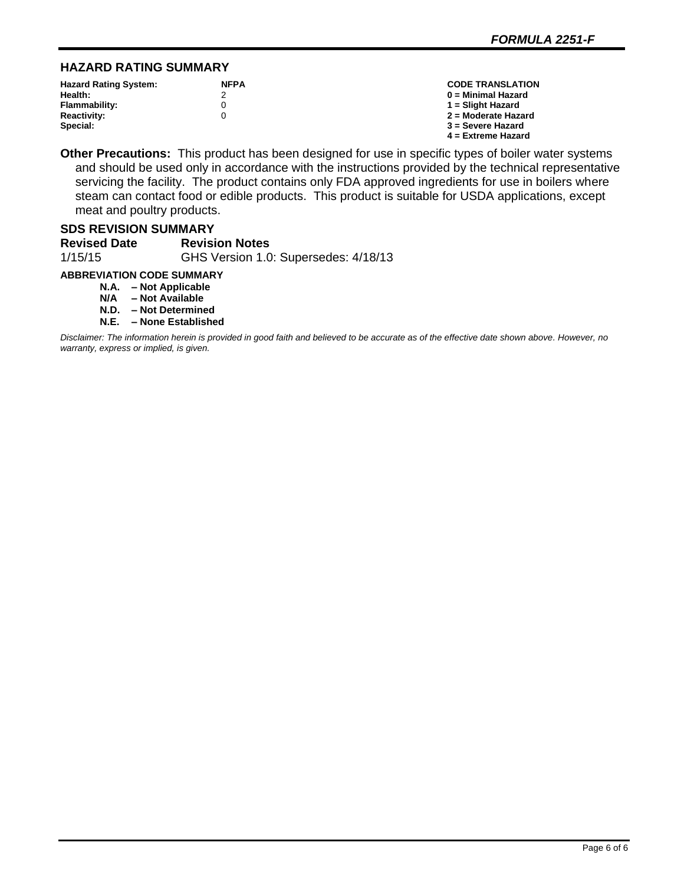## HAZARD RATING SUMMARY

| Hazard Rating System: | NFPA | CODE TRANSLATION |
|---|---|---|
| Health: | 2 | 0 = Minimal Hazard |
| Flammability: | 0 | 1 = Slight Hazard |
| Reactivity: | 0 | 2 = Moderate Hazard |
| Special: | | 3 = Severe Hazard |
| | | 4 = Extreme Hazard |

**Other Precautions:** This product has been designed for use in specific types of boiler water systems and should be used only in accordance with the instructions provided by the technical representative servicing the facility. The product contains only FDA approved ingredients for use in boilers where steam can contact food or edible products. This product is suitable for USDA applications, except meat and poultry products.

## SDS REVISION SUMMARY

| Revised Date | Revision Notes |
|---|---|
| 1/15/15 | GHS Version 1.0: Supersedes: 4/18/13 |

**ABBREVIATION CODE SUMMARY**

- **N.A. – Not Applicable**
- **N/A – Not Available**
- **N.D. – Not Determined**
- **N.E. – None Established**

*Disclaimer: The information herein is provided in good faith and believed to be accurate as of the effective date shown above. However, no warranty, express or implied, is given.*